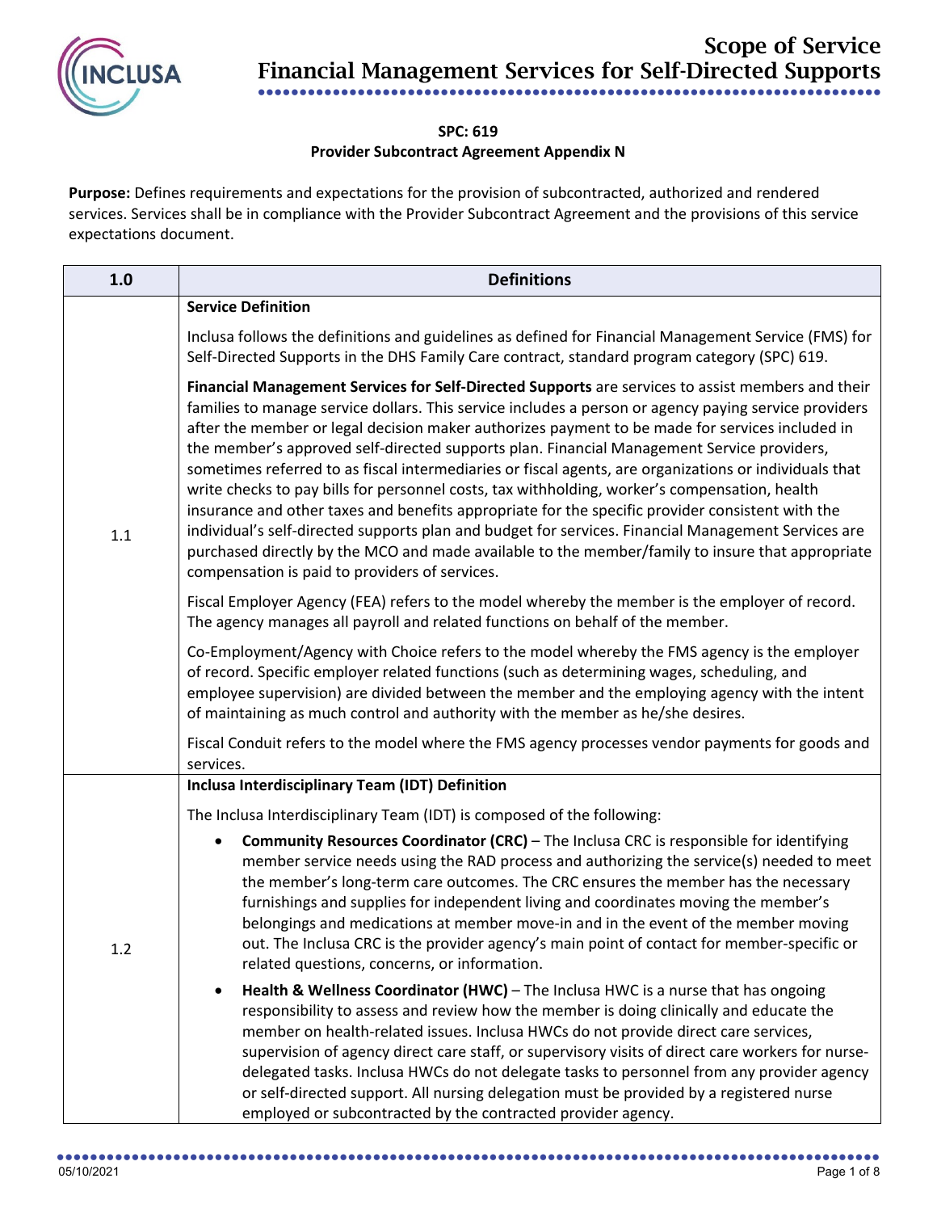# Scope of Service
## Financial Management Services for Self-Directed Supports

**SPC: 619**
**Provider Subcontract Agreement Appendix N**

**Purpose:** Defines requirements and expectations for the provision of subcontracted, authorized and rendered services. Services shall be in compliance with the Provider Subcontract Agreement and the provisions of this service expectations document.

| 1.0 | Definitions |
|---|---|
| 1.1 | **Service Definition**<br><br>Inclusa follows the definitions and guidelines as defined for Financial Management Service (FMS) for Self-Directed Supports in the DHS Family Care contract, standard program category (SPC) 619.<br><br>**Financial Management Services for Self-Directed Supports** are services to assist members and their families to manage service dollars. This service includes a person or agency paying service providers after the member or legal decision maker authorizes payment to be made for services included in the member's approved self-directed supports plan. Financial Management Service providers, sometimes referred to as fiscal intermediaries or fiscal agents, are organizations or individuals that write checks to pay bills for personnel costs, tax withholding, worker's compensation, health insurance and other taxes and benefits appropriate for the specific provider consistent with the individual's self-directed supports plan and budget for services. Financial Management Services are purchased directly by the MCO and made available to the member/family to insure that appropriate compensation is paid to providers of services.<br><br>Fiscal Employer Agency (FEA) refers to the model whereby the member is the employer of record. The agency manages all payroll and related functions on behalf of the member.<br><br>Co-Employment/Agency with Choice refers to the model whereby the FMS agency is the employer of record. Specific employer related functions (such as determining wages, scheduling, and employee supervision) are divided between the member and the employing agency with the intent of maintaining as much control and authority with the member as he/she desires.<br><br>Fiscal Conduit refers to the model where the FMS agency processes vendor payments for goods and services. |
| 1.2 | **Inclusa Interdisciplinary Team (IDT) Definition**<br><br>The Inclusa Interdisciplinary Team (IDT) is composed of the following:<br>• **Community Resources Coordinator (CRC)** – The Inclusa CRC is responsible for identifying member service needs using the RAD process and authorizing the service(s) needed to meet the member's long-term care outcomes. The CRC ensures the member has the necessary furnishings and supplies for independent living and coordinates moving the member's belongings and medications at member move-in and in the event of the member moving out. The Inclusa CRC is the provider agency's main point of contact for member-specific or related questions, concerns, or information.<br>• **Health & Wellness Coordinator (HWC)** – The Inclusa HWC is a nurse that has ongoing responsibility to assess and review how the member is doing clinically and educate the member on health-related issues. Inclusa HWCs do not provide direct care services, supervision of agency direct care staff, or supervisory visits of direct care workers for nurse-delegated tasks. Inclusa HWCs do not delegate tasks to personnel from any provider agency or self-directed support. All nursing delegation must be provided by a registered nurse employed or subcontracted by the contracted provider agency. |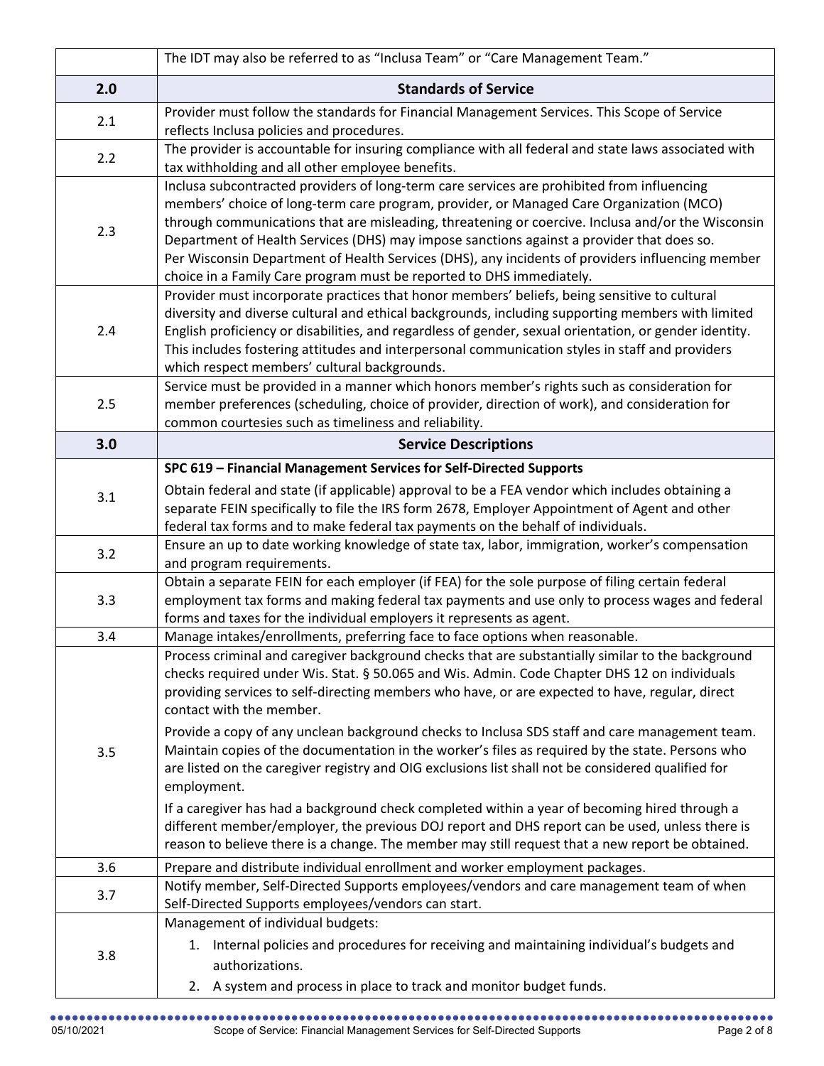|  |  |
|---|---|
|  | The IDT may also be referred to as "Inclusa Team" or "Care Management Team." |
| **2.0** | **Standards of Service** |
| 2.1 | Provider must follow the standards for Financial Management Services. This Scope of Service reflects Inclusa policies and procedures. |
| 2.2 | The provider is accountable for insuring compliance with all federal and state laws associated with tax withholding and all other employee benefits. |
| 2.3 | Inclusa subcontracted providers of long-term care services are prohibited from influencing members' choice of long-term care program, provider, or Managed Care Organization (MCO) through communications that are misleading, threatening or coercive. Inclusa and/or the Wisconsin Department of Health Services (DHS) may impose sanctions against a provider that does so.<br>Per Wisconsin Department of Health Services (DHS), any incidents of providers influencing member choice in a Family Care program must be reported to DHS immediately. |
| 2.4 | Provider must incorporate practices that honor members' beliefs, being sensitive to cultural diversity and diverse cultural and ethical backgrounds, including supporting members with limited English proficiency or disabilities, and regardless of gender, sexual orientation, or gender identity. This includes fostering attitudes and interpersonal communication styles in staff and providers which respect members' cultural backgrounds. |
| 2.5 | Service must be provided in a manner which honors member's rights such as consideration for member preferences (scheduling, choice of provider, direction of work), and consideration for common courtesies such as timeliness and reliability. |
| **3.0** | **Service Descriptions** |
| 3.1 | **SPC 619 – Financial Management Services for Self-Directed Supports**<br><br>Obtain federal and state (if applicable) approval to be a FEA vendor which includes obtaining a separate FEIN specifically to file the IRS form 2678, Employer Appointment of Agent and other federal tax forms and to make federal tax payments on the behalf of individuals. |
| 3.2 | Ensure an up to date working knowledge of state tax, labor, immigration, worker's compensation and program requirements. |
| 3.3 | Obtain a separate FEIN for each employer (if FEA) for the sole purpose of filing certain federal employment tax forms and making federal tax payments and use only to process wages and federal forms and taxes for the individual employers it represents as agent. |
| 3.4 | Manage intakes/enrollments, preferring face to face options when reasonable. |
| 3.5 | Process criminal and caregiver background checks that are substantially similar to the background checks required under Wis. Stat. § 50.065 and Wis. Admin. Code Chapter DHS 12 on individuals providing services to self-directing members who have, or are expected to have, regular, direct contact with the member.<br><br>Provide a copy of any unclean background checks to Inclusa SDS staff and care management team. Maintain copies of the documentation in the worker's files as required by the state. Persons who are listed on the caregiver registry and OIG exclusions list shall not be considered qualified for employment.<br><br>If a caregiver has had a background check completed within a year of becoming hired through a different member/employer, the previous DOJ report and DHS report can be used, unless there is reason to believe there is a change. The member may still request that a new report be obtained. |
| 3.6 | Prepare and distribute individual enrollment and worker employment packages. |
| 3.7 | Notify member, Self-Directed Supports employees/vendors and care management team of when Self-Directed Supports employees/vendors can start. |
| 3.8 | Management of individual budgets:<br>1. Internal policies and procedures for receiving and maintaining individual's budgets and authorizations.<br>2. A system and process in place to track and monitor budget funds. |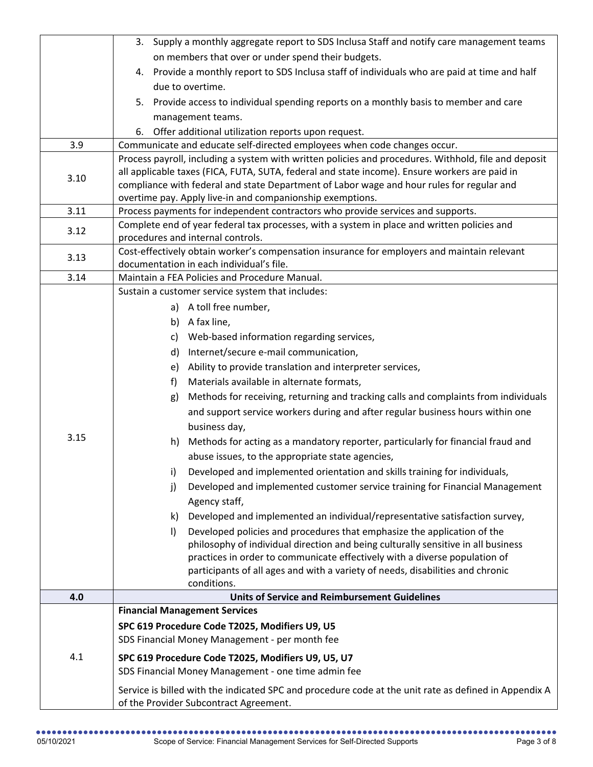| | |
|---|---|
| | 3. Supply a monthly aggregate report to SDS Inclusa Staff and notify care management teams on members that over or under spend their budgets.<br>4. Provide a monthly report to SDS Inclusa staff of individuals who are paid at time and half due to overtime.<br>5. Provide access to individual spending reports on a monthly basis to member and care management teams.<br>6. Offer additional utilization reports upon request. |
| 3.9 | Communicate and educate self-directed employees when code changes occur. |
| 3.10 | Process payroll, including a system with written policies and procedures. Withhold, file and deposit all applicable taxes (FICA, FUTA, SUTA, federal and state income). Ensure workers are paid in compliance with federal and state Department of Labor wage and hour rules for regular and overtime pay. Apply live-in and companionship exemptions. |
| 3.11 | Process payments for independent contractors who provide services and supports. |
| 3.12 | Complete end of year federal tax processes, with a system in place and written policies and procedures and internal controls. |
| 3.13 | Cost-effectively obtain worker's compensation insurance for employers and maintain relevant documentation in each individual's file. |
| 3.14 | Maintain a FEA Policies and Procedure Manual. |
| 3.15 | Sustain a customer service system that includes:<br>a) A toll free number,<br>b) A fax line,<br>c) Web-based information regarding services,<br>d) Internet/secure e-mail communication,<br>e) Ability to provide translation and interpreter services,<br>f) Materials available in alternate formats,<br>g) Methods for receiving, returning and tracking calls and complaints from individuals and support service workers during and after regular business hours within one business day,<br>h) Methods for acting as a mandatory reporter, particularly for financial fraud and abuse issues, to the appropriate state agencies,<br>i) Developed and implemented orientation and skills training for individuals,<br>j) Developed and implemented customer service training for Financial Management Agency staff,<br>k) Developed and implemented an individual/representative satisfaction survey,<br>l) Developed policies and procedures that emphasize the application of the philosophy of individual direction and being culturally sensitive in all business practices in order to communicate effectively with a diverse population of participants of all ages and with a variety of needs, disabilities and chronic conditions. |
| **4.0** | **Units of Service and Reimbursement Guidelines** |
| 4.1 | **Financial Management Services**<br>**SPC 619 Procedure Code T2025, Modifiers U9, U5**<br>SDS Financial Money Management - per month fee<br>**SPC 619 Procedure Code T2025, Modifiers U9, U5, U7**<br>SDS Financial Money Management - one time admin fee<br>Service is billed with the indicated SPC and procedure code at the unit rate as defined in Appendix A of the Provider Subcontract Agreement. |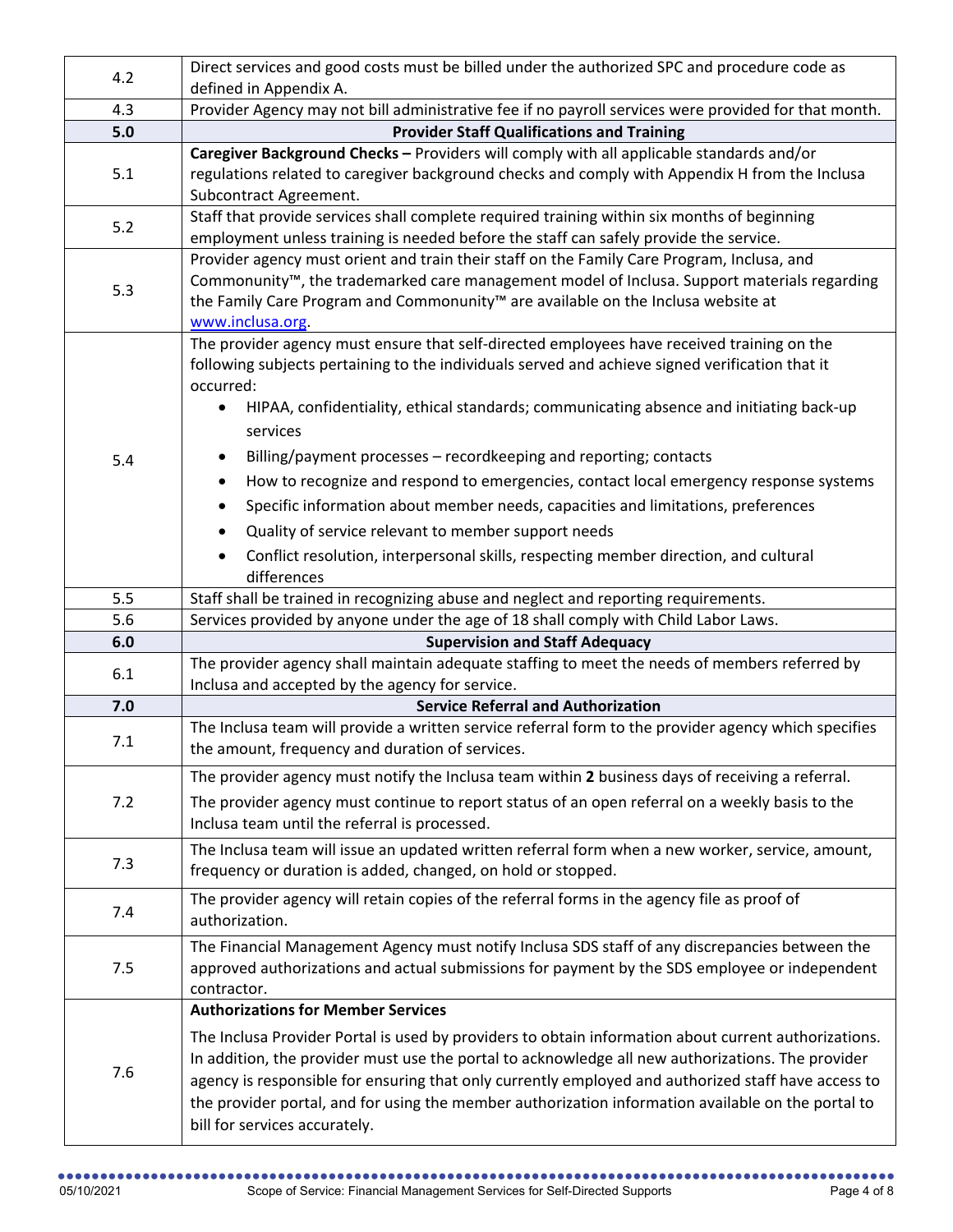| | |
|---|---|
| 4.2 | Direct services and good costs must be billed under the authorized SPC and procedure code as defined in Appendix A. |
| 4.3 | Provider Agency may not bill administrative fee if no payroll services were provided for that month. |
| **5.0** | **Provider Staff Qualifications and Training** |
| 5.1 | **Caregiver Background Checks –** Providers will comply with all applicable standards and/or regulations related to caregiver background checks and comply with Appendix H from the Inclusa Subcontract Agreement. |
| 5.2 | Staff that provide services shall complete required training within six months of beginning employment unless training is needed before the staff can safely provide the service. |
| 5.3 | Provider agency must orient and train their staff on the Family Care Program, Inclusa, and Commonunity™, the trademarked care management model of Inclusa. Support materials regarding the Family Care Program and Commonunity™ are available on the Inclusa website at [www.inclusa.org](http://www.inclusa.org). |
| 5.4 | The provider agency must ensure that self-directed employees have received training on the following subjects pertaining to the individuals served and achieve signed verification that it occurred:<br>• HIPAA, confidentiality, ethical standards; communicating absence and initiating back-up services<br>• Billing/payment processes – recordkeeping and reporting; contacts<br>• How to recognize and respond to emergencies, contact local emergency response systems<br>• Specific information about member needs, capacities and limitations, preferences<br>• Quality of service relevant to member support needs<br>• Conflict resolution, interpersonal skills, respecting member direction, and cultural differences |
| 5.5 | Staff shall be trained in recognizing abuse and neglect and reporting requirements. |
| 5.6 | Services provided by anyone under the age of 18 shall comply with Child Labor Laws. |
| **6.0** | **Supervision and Staff Adequacy** |
| 6.1 | The provider agency shall maintain adequate staffing to meet the needs of members referred by Inclusa and accepted by the agency for service. |
| **7.0** | **Service Referral and Authorization** |
| 7.1 | The Inclusa team will provide a written service referral form to the provider agency which specifies the amount, frequency and duration of services. |
| 7.2 | The provider agency must notify the Inclusa team within **2** business days of receiving a referral.<br>The provider agency must continue to report status of an open referral on a weekly basis to the Inclusa team until the referral is processed. |
| 7.3 | The Inclusa team will issue an updated written referral form when a new worker, service, amount, frequency or duration is added, changed, on hold or stopped. |
| 7.4 | The provider agency will retain copies of the referral forms in the agency file as proof of authorization. |
| 7.5 | The Financial Management Agency must notify Inclusa SDS staff of any discrepancies between the approved authorizations and actual submissions for payment by the SDS employee or independent contractor. |
| 7.6 | **Authorizations for Member Services**<br>The Inclusa Provider Portal is used by providers to obtain information about current authorizations. In addition, the provider must use the portal to acknowledge all new authorizations. The provider agency is responsible for ensuring that only currently employed and authorized staff have access to the provider portal, and for using the member authorization information available on the portal to bill for services accurately. |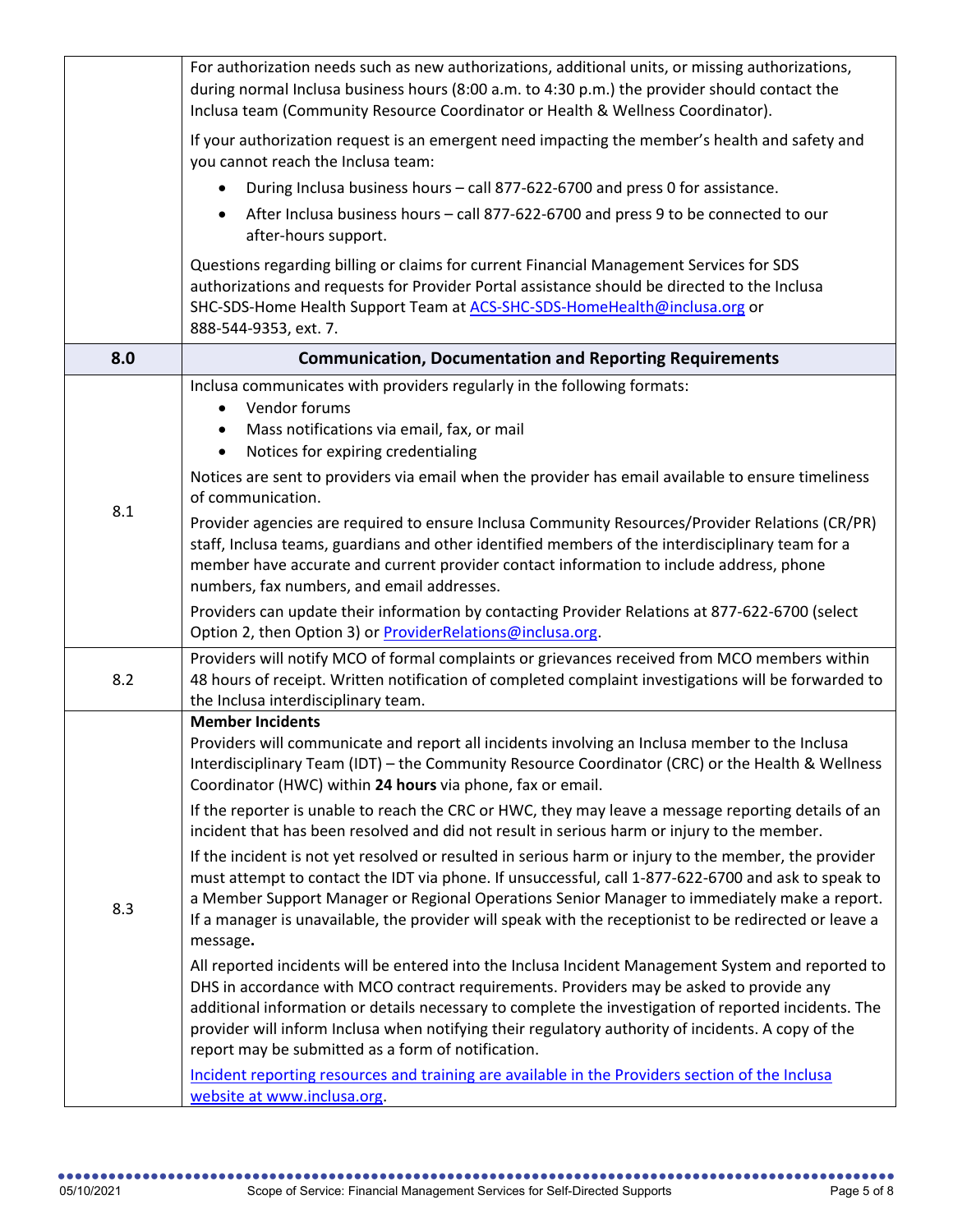| | |
|---|---|
| | For authorization needs such as new authorizations, additional units, or missing authorizations, during normal Inclusa business hours (8:00 a.m. to 4:30 p.m.) the provider should contact the Inclusa team (Community Resource Coordinator or Health & Wellness Coordinator).<br><br>If your authorization request is an emergent need impacting the member's health and safety and you cannot reach the Inclusa team:<br>• During Inclusa business hours – call 877-622-6700 and press 0 for assistance.<br>• After Inclusa business hours – call 877-622-6700 and press 9 to be connected to our after-hours support.<br><br>Questions regarding billing or claims for current Financial Management Services for SDS authorizations and requests for Provider Portal assistance should be directed to the Inclusa SHC-SDS-Home Health Support Team at [ACS-SHC-SDS-HomeHealth@inclusa.org](mailto:ACS-SHC-SDS-HomeHealth@inclusa.org) or 888-544-9353, ext. 7. |
| **8.0** | **Communication, Documentation and Reporting Requirements** |
| 8.1 | Inclusa communicates with providers regularly in the following formats:<br>• Vendor forums<br>• Mass notifications via email, fax, or mail<br>• Notices for expiring credentialing<br><br>Notices are sent to providers via email when the provider has email available to ensure timeliness of communication.<br><br>Provider agencies are required to ensure Inclusa Community Resources/Provider Relations (CR/PR) staff, Inclusa teams, guardians and other identified members of the interdisciplinary team for a member have accurate and current provider contact information to include address, phone numbers, fax numbers, and email addresses.<br><br>Providers can update their information by contacting Provider Relations at 877-622-6700 (select Option 2, then Option 3) or [ProviderRelations@inclusa.org](mailto:ProviderRelations@inclusa.org). |
| 8.2 | Providers will notify MCO of formal complaints or grievances received from MCO members within 48 hours of receipt. Written notification of completed complaint investigations will be forwarded to the Inclusa interdisciplinary team. |
| 8.3 | **Member Incidents**<br>Providers will communicate and report all incidents involving an Inclusa member to the Inclusa Interdisciplinary Team (IDT) – the Community Resource Coordinator (CRC) or the Health & Wellness Coordinator (HWC) within **24 hours** via phone, fax or email.<br><br>If the reporter is unable to reach the CRC or HWC, they may leave a message reporting details of an incident that has been resolved and did not result in serious harm or injury to the member.<br><br>If the incident is not yet resolved or resulted in serious harm or injury to the member, the provider must attempt to contact the IDT via phone. If unsuccessful, call 1-877-622-6700 and ask to speak to a Member Support Manager or Regional Operations Senior Manager to immediately make a report. If a manager is unavailable, the provider will speak with the receptionist to be redirected or leave a message.<br><br>All reported incidents will be entered into the Inclusa Incident Management System and reported to DHS in accordance with MCO contract requirements. Providers may be asked to provide any additional information or details necessary to complete the investigation of reported incidents. The provider will inform Inclusa when notifying their regulatory authority of incidents. A copy of the report may be submitted as a form of notification.<br><br>[Incident reporting resources and training are available in the Providers section of the Inclusa website at www.inclusa.org](http://www.inclusa.org). |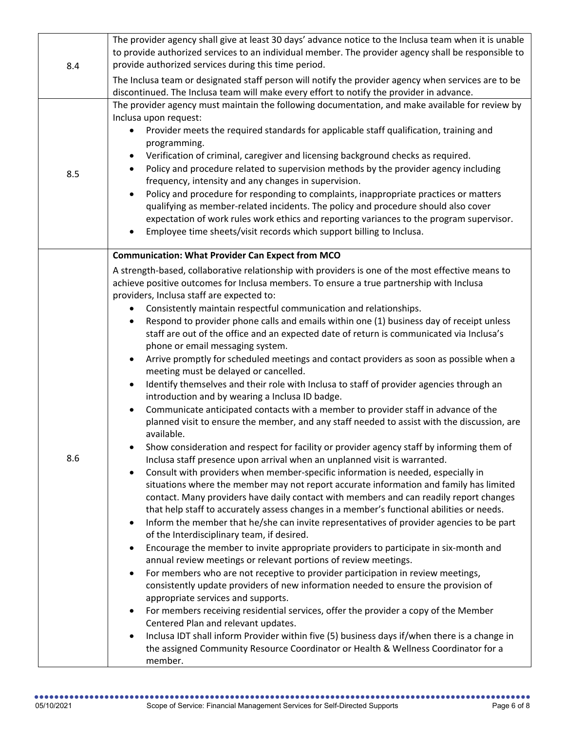| | |
|---|---|
| 8.4 | The provider agency shall give at least 30 days' advance notice to the Inclusa team when it is unable to provide authorized services to an individual member. The provider agency shall be responsible to provide authorized services during this time period.<br><br>The Inclusa team or designated staff person will notify the provider agency when services are to be discontinued. The Inclusa team will make every effort to notify the provider in advance. |
| 8.5 | The provider agency must maintain the following documentation, and make available for review by Inclusa upon request:<br>• Provider meets the required standards for applicable staff qualification, training and programming.<br>• Verification of criminal, caregiver and licensing background checks as required.<br>• Policy and procedure related to supervision methods by the provider agency including frequency, intensity and any changes in supervision.<br>• Policy and procedure for responding to complaints, inappropriate practices or matters qualifying as member-related incidents. The policy and procedure should also cover expectation of work rules work ethics and reporting variances to the program supervisor.<br>• Employee time sheets/visit records which support billing to Inclusa. |
| 8.6 | **Communication: What Provider Can Expect from MCO**<br><br>A strength-based, collaborative relationship with providers is one of the most effective means to achieve positive outcomes for Inclusa members. To ensure a true partnership with Inclusa providers, Inclusa staff are expected to:<br>• Consistently maintain respectful communication and relationships.<br>• Respond to provider phone calls and emails within one (1) business day of receipt unless staff are out of the office and an expected date of return is communicated via Inclusa's phone or email messaging system.<br>• Arrive promptly for scheduled meetings and contact providers as soon as possible when a meeting must be delayed or cancelled.<br>• Identify themselves and their role with Inclusa to staff of provider agencies through an introduction and by wearing a Inclusa ID badge.<br>• Communicate anticipated contacts with a member to provider staff in advance of the planned visit to ensure the member, and any staff needed to assist with the discussion, are available.<br>• Show consideration and respect for facility or provider agency staff by informing them of Inclusa staff presence upon arrival when an unplanned visit is warranted.<br>• Consult with providers when member-specific information is needed, especially in situations where the member may not report accurate information and family has limited contact. Many providers have daily contact with members and can readily report changes that help staff to accurately assess changes in a member's functional abilities or needs.<br>• Inform the member that he/she can invite representatives of provider agencies to be part of the Interdisciplinary team, if desired.<br>• Encourage the member to invite appropriate providers to participate in six-month and annual review meetings or relevant portions of review meetings.<br>• For members who are not receptive to provider participation in review meetings, consistently update providers of new information needed to ensure the provision of appropriate services and supports.<br>• For members receiving residential services, offer the provider a copy of the Member Centered Plan and relevant updates.<br>• Inclusa IDT shall inform Provider within five (5) business days if/when there is a change in the assigned Community Resource Coordinator or Health & Wellness Coordinator for a member. |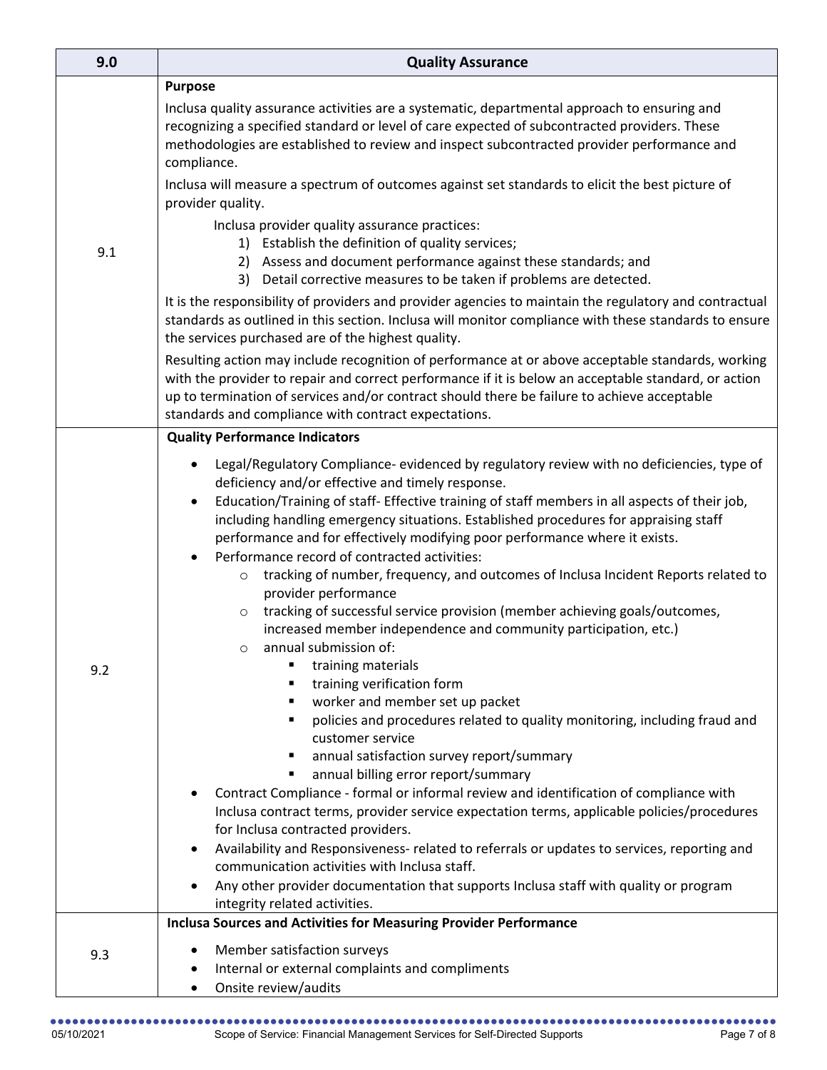| 9.0 | Quality Assurance |
|---|---|
| 9.1 | **Purpose**<br>Inclusa quality assurance activities are a systematic, departmental approach to ensuring and recognizing a specified standard or level of care expected of subcontracted providers. These methodologies are established to review and inspect subcontracted provider performance and compliance.<br>Inclusa will measure a spectrum of outcomes against set standards to elicit the best picture of provider quality.<br>Inclusa provider quality assurance practices:<br>1) Establish the definition of quality services;<br>2) Assess and document performance against these standards; and<br>3) Detail corrective measures to be taken if problems are detected.<br>It is the responsibility of providers and provider agencies to maintain the regulatory and contractual standards as outlined in this section. Inclusa will monitor compliance with these standards to ensure the services purchased are of the highest quality.<br>Resulting action may include recognition of performance at or above acceptable standards, working with the provider to repair and correct performance if it is below an acceptable standard, or action up to termination of services and/or contract should there be failure to achieve acceptable standards and compliance with contract expectations. |
| 9.2 | **Quality Performance Indicators**<br>• Legal/Regulatory Compliance- evidenced by regulatory review with no deficiencies, type of deficiency and/or effective and timely response.<br>• Education/Training of staff- Effective training of staff members in all aspects of their job, including handling emergency situations. Established procedures for appraising staff performance and for effectively modifying poor performance where it exists.<br>• Performance record of contracted activities:<br>&nbsp;&nbsp;&nbsp;&nbsp;○ tracking of number, frequency, and outcomes of Inclusa Incident Reports related to provider performance<br>&nbsp;&nbsp;&nbsp;&nbsp;○ tracking of successful service provision (member achieving goals/outcomes, increased member independence and community participation, etc.)<br>&nbsp;&nbsp;&nbsp;&nbsp;○ annual submission of:<br>&nbsp;&nbsp;&nbsp;&nbsp;&nbsp;&nbsp;&nbsp;&nbsp;▪ training materials<br>&nbsp;&nbsp;&nbsp;&nbsp;&nbsp;&nbsp;&nbsp;&nbsp;▪ training verification form<br>&nbsp;&nbsp;&nbsp;&nbsp;&nbsp;&nbsp;&nbsp;&nbsp;▪ worker and member set up packet<br>&nbsp;&nbsp;&nbsp;&nbsp;&nbsp;&nbsp;&nbsp;&nbsp;▪ policies and procedures related to quality monitoring, including fraud and customer service<br>&nbsp;&nbsp;&nbsp;&nbsp;&nbsp;&nbsp;&nbsp;&nbsp;▪ annual satisfaction survey report/summary<br>&nbsp;&nbsp;&nbsp;&nbsp;&nbsp;&nbsp;&nbsp;&nbsp;▪ annual billing error report/summary<br>• Contract Compliance - formal or informal review and identification of compliance with Inclusa contract terms, provider service expectation terms, applicable policies/procedures for Inclusa contracted providers.<br>• Availability and Responsiveness- related to referrals or updates to services, reporting and communication activities with Inclusa staff.<br>• Any other provider documentation that supports Inclusa staff with quality or program integrity related activities. |
| 9.3 | **Inclusa Sources and Activities for Measuring Provider Performance**<br>• Member satisfaction surveys<br>• Internal or external complaints and compliments<br>• Onsite review/audits |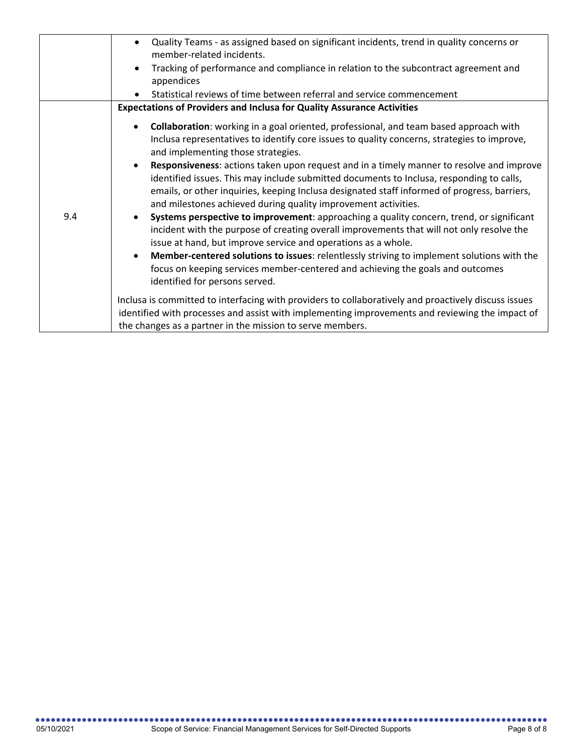| | |
|---|---|
| | • Quality Teams - as assigned based on significant incidents, trend in quality concerns or member-related incidents.<br>• Tracking of performance and compliance in relation to the subcontract agreement and appendices<br>• Statistical reviews of time between referral and service commencement |
| 9.4 | **Expectations of Providers and Inclusa for Quality Assurance Activities**<br>• **Collaboration**: working in a goal oriented, professional, and team based approach with Inclusa representatives to identify core issues to quality concerns, strategies to improve, and implementing those strategies.<br>• **Responsiveness**: actions taken upon request and in a timely manner to resolve and improve identified issues. This may include submitted documents to Inclusa, responding to calls, emails, or other inquiries, keeping Inclusa designated staff informed of progress, barriers, and milestones achieved during quality improvement activities.<br>• **Systems perspective to improvement**: approaching a quality concern, trend, or significant incident with the purpose of creating overall improvements that will not only resolve the issue at hand, but improve service and operations as a whole.<br>• **Member-centered solutions to issues**: relentlessly striving to implement solutions with the focus on keeping services member-centered and achieving the goals and outcomes identified for persons served.<br><br>Inclusa is committed to interfacing with providers to collaboratively and proactively discuss issues identified with processes and assist with implementing improvements and reviewing the impact of the changes as a partner in the mission to serve members. |